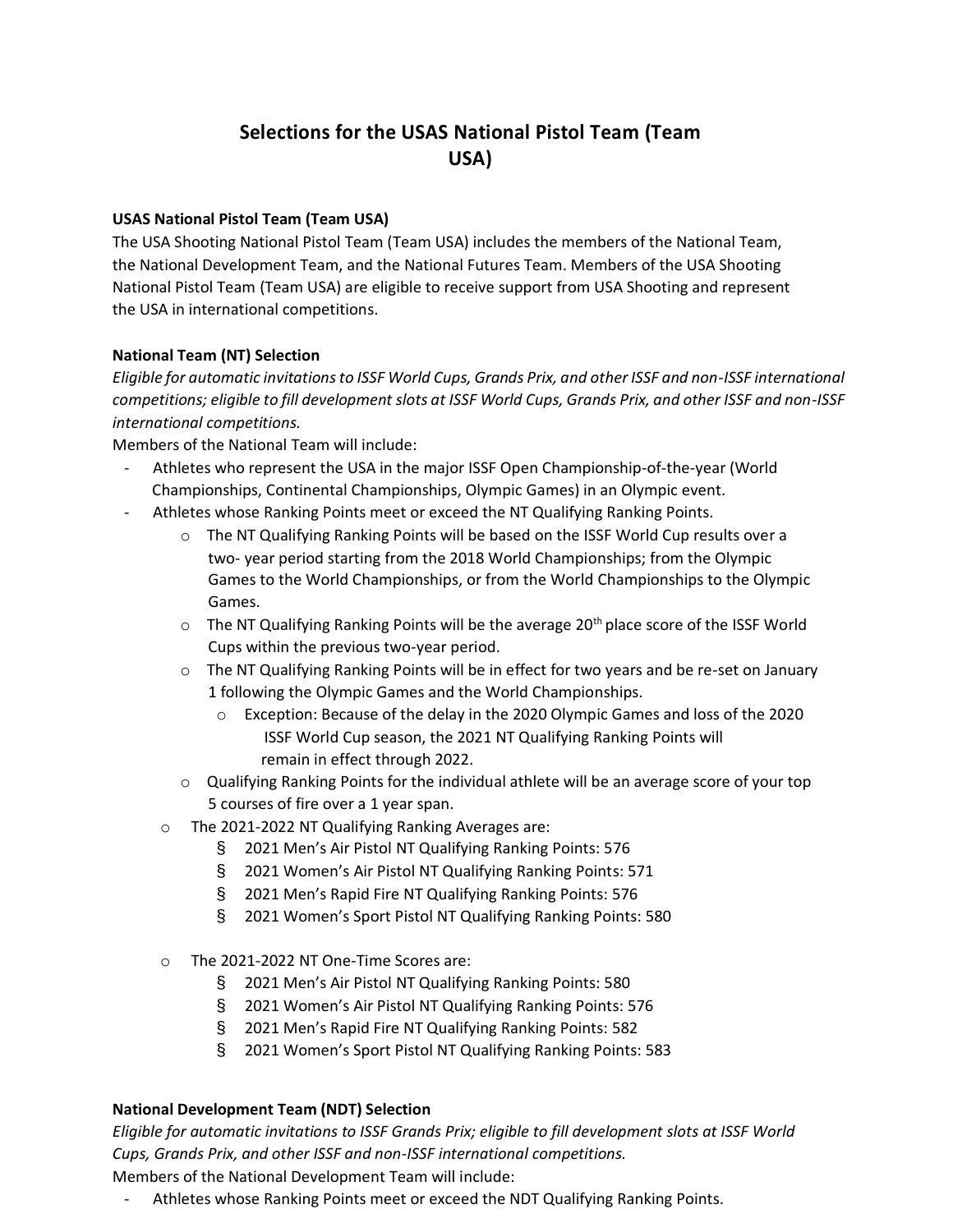# Selections for the USAS National Pistol Team (Team USA)

**USAS National Pistol Team (Team USA)**

The USA Shooting National Pistol Team (Team USA) includes the members of the National Team, the National Development Team, and the National Futures Team. Members of the USA Shooting National Pistol Team (Team USA) are eligible to receive support from USA Shooting and represent the USA in international competitions.

**National Team (NT) Selection**

*Eligible for automatic invitations to ISSF World Cups, Grands Prix, and other ISSF and non-ISSF international competitions; eligible to fill development slots at ISSF World Cups, Grands Prix, and other ISSF and non-ISSF international competitions.*

Members of the National Team will include:

- Athletes who represent the USA in the major ISSF Open Championship-of-the-year (World Championships, Continental Championships, Olympic Games) in an Olympic event.
- Athletes whose Ranking Points meet or exceed the NT Qualifying Ranking Points.
    - The NT Qualifying Ranking Points will be based on the ISSF World Cup results over a two- year period starting from the 2018 World Championships; from the Olympic Games to the World Championships, or from the World Championships to the Olympic Games.
    - The NT Qualifying Ranking Points will be the average 20th place score of the ISSF World Cups within the previous two-year period.
    - The NT Qualifying Ranking Points will be in effect for two years and be re-set on January 1 following the Olympic Games and the World Championships.
        - Exception: Because of the delay in the 2020 Olympic Games and loss of the 2020 ISSF World Cup season, the 2021 NT Qualifying Ranking Points will remain in effect through 2022.
    - Qualifying Ranking Points for the individual athlete will be an average score of your top 5 courses of fire over a 1 year span.
    - The 2021-2022 NT Qualifying Ranking Averages are:
        - 2021 Men's Air Pistol NT Qualifying Ranking Points: 576
        - 2021 Women's Air Pistol NT Qualifying Ranking Points: 571
        - 2021 Men's Rapid Fire NT Qualifying Ranking Points: 576
        - 2021 Women's Sport Pistol NT Qualifying Ranking Points: 580
    - The 2021-2022 NT One-Time Scores are:
        - 2021 Men's Air Pistol NT Qualifying Ranking Points: 580
        - 2021 Women's Air Pistol NT Qualifying Ranking Points: 576
        - 2021 Men's Rapid Fire NT Qualifying Ranking Points: 582
        - 2021 Women's Sport Pistol NT Qualifying Ranking Points: 583

**National Development Team (NDT) Selection**

*Eligible for automatic invitations to ISSF Grands Prix; eligible to fill development slots at ISSF World Cups, Grands Prix, and other ISSF and non-ISSF international competitions.*

Members of the National Development Team will include:

- Athletes whose Ranking Points meet or exceed the NDT Qualifying Ranking Points.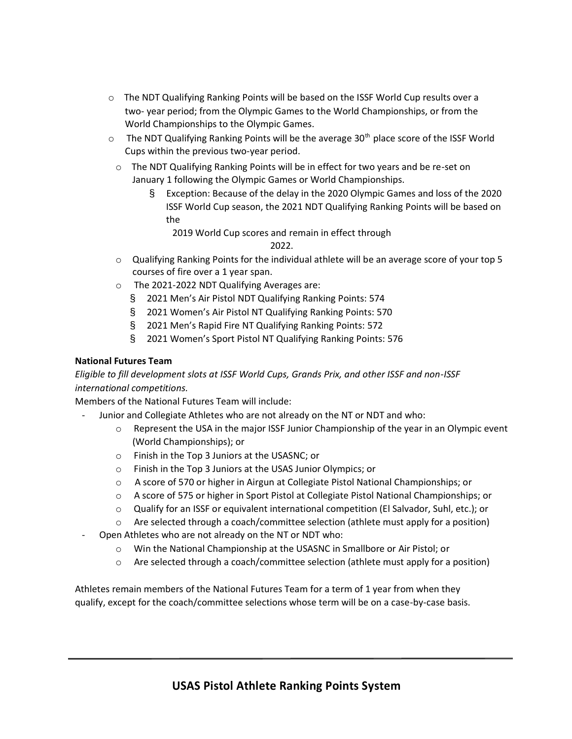- The NDT Qualifying Ranking Points will be based on the ISSF World Cup results over a two- year period; from the Olympic Games to the World Championships, or from the World Championships to the Olympic Games.
- The NDT Qualifying Ranking Points will be the average 30th place score of the ISSF World Cups within the previous two-year period.
- The NDT Qualifying Ranking Points will be in effect for two years and be re-set on January 1 following the Olympic Games or World Championships.
  - Exception: Because of the delay in the 2020 Olympic Games and loss of the 2020 ISSF World Cup season, the 2021 NDT Qualifying Ranking Points will be based on the 2019 World Cup scores and remain in effect through 2022.
- Qualifying Ranking Points for the individual athlete will be an average score of your top 5 courses of fire over a 1 year span.
- The 2021-2022 NDT Qualifying Averages are:
  - 2021 Men's Air Pistol NDT Qualifying Ranking Points: 574
  - 2021 Women's Air Pistol NT Qualifying Ranking Points: 570
  - 2021 Men's Rapid Fire NT Qualifying Ranking Points: 572
  - 2021 Women's Sport Pistol NT Qualifying Ranking Points: 576

**National Futures Team**

*Eligible to fill development slots at ISSF World Cups, Grands Prix, and other ISSF and non-ISSF international competitions.*

Members of the National Futures Team will include:

- Junior and Collegiate Athletes who are not already on the NT or NDT and who:
  - Represent the USA in the major ISSF Junior Championship of the year in an Olympic event (World Championships); or
  - Finish in the Top 3 Juniors at the USASNC; or
  - Finish in the Top 3 Juniors at the USAS Junior Olympics; or
  - A score of 570 or higher in Airgun at Collegiate Pistol National Championships; or
  - A score of 575 or higher in Sport Pistol at Collegiate Pistol National Championships; or
  - Qualify for an ISSF or equivalent international competition (El Salvador, Suhl, etc.); or
  - Are selected through a coach/committee selection (athlete must apply for a position)
- Open Athletes who are not already on the NT or NDT who:
  - Win the National Championship at the USASNC in Smallbore or Air Pistol; or
  - Are selected through a coach/committee selection (athlete must apply for a position)

Athletes remain members of the National Futures Team for a term of 1 year from when they qualify, except for the coach/committee selections whose term will be on a case-by-case basis.

---

## USAS Pistol Athlete Ranking Points System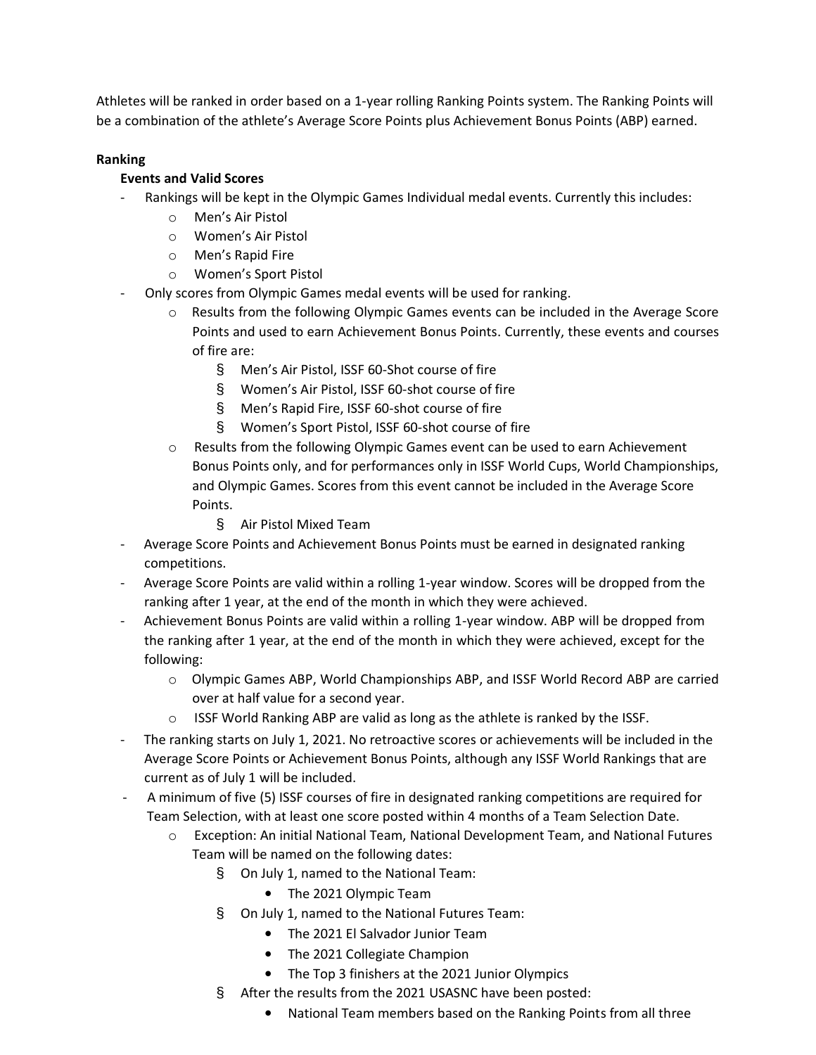Athletes will be ranked in order based on a 1-year rolling Ranking Points system. The Ranking Points will be a combination of the athlete's Average Score Points plus Achievement Bonus Points (ABP) earned.

**Ranking**

**Events and Valid Scores**

- Rankings will be kept in the Olympic Games Individual medal events. Currently this includes:
  - Men's Air Pistol
  - Women's Air Pistol
  - Men's Rapid Fire
  - Women's Sport Pistol
- Only scores from Olympic Games medal events will be used for ranking.
  - Results from the following Olympic Games events can be included in the Average Score Points and used to earn Achievement Bonus Points. Currently, these events and courses of fire are:
    - Men's Air Pistol, ISSF 60-Shot course of fire
    - Women's Air Pistol, ISSF 60-shot course of fire
    - Men's Rapid Fire, ISSF 60-shot course of fire
    - Women's Sport Pistol, ISSF 60-shot course of fire
  - Results from the following Olympic Games event can be used to earn Achievement Bonus Points only, and for performances only in ISSF World Cups, World Championships, and Olympic Games. Scores from this event cannot be included in the Average Score Points.
    - Air Pistol Mixed Team
- Average Score Points and Achievement Bonus Points must be earned in designated ranking competitions.
- Average Score Points are valid within a rolling 1-year window. Scores will be dropped from the ranking after 1 year, at the end of the month in which they were achieved.
- Achievement Bonus Points are valid within a rolling 1-year window. ABP will be dropped from the ranking after 1 year, at the end of the month in which they were achieved, except for the following:
  - Olympic Games ABP, World Championships ABP, and ISSF World Record ABP are carried over at half value for a second year.
  - ISSF World Ranking ABP are valid as long as the athlete is ranked by the ISSF.
- The ranking starts on July 1, 2021. No retroactive scores or achievements will be included in the Average Score Points or Achievement Bonus Points, although any ISSF World Rankings that are current as of July 1 will be included.
- A minimum of five (5) ISSF courses of fire in designated ranking competitions are required for Team Selection, with at least one score posted within 4 months of a Team Selection Date.
  - Exception: An initial National Team, National Development Team, and National Futures Team will be named on the following dates:
    - On July 1, named to the National Team:
      - The 2021 Olympic Team
    - On July 1, named to the National Futures Team:
      - The 2021 El Salvador Junior Team
      - The 2021 Collegiate Champion
      - The Top 3 finishers at the 2021 Junior Olympics
    - After the results from the 2021 USASNC have been posted:
      - National Team members based on the Ranking Points from all three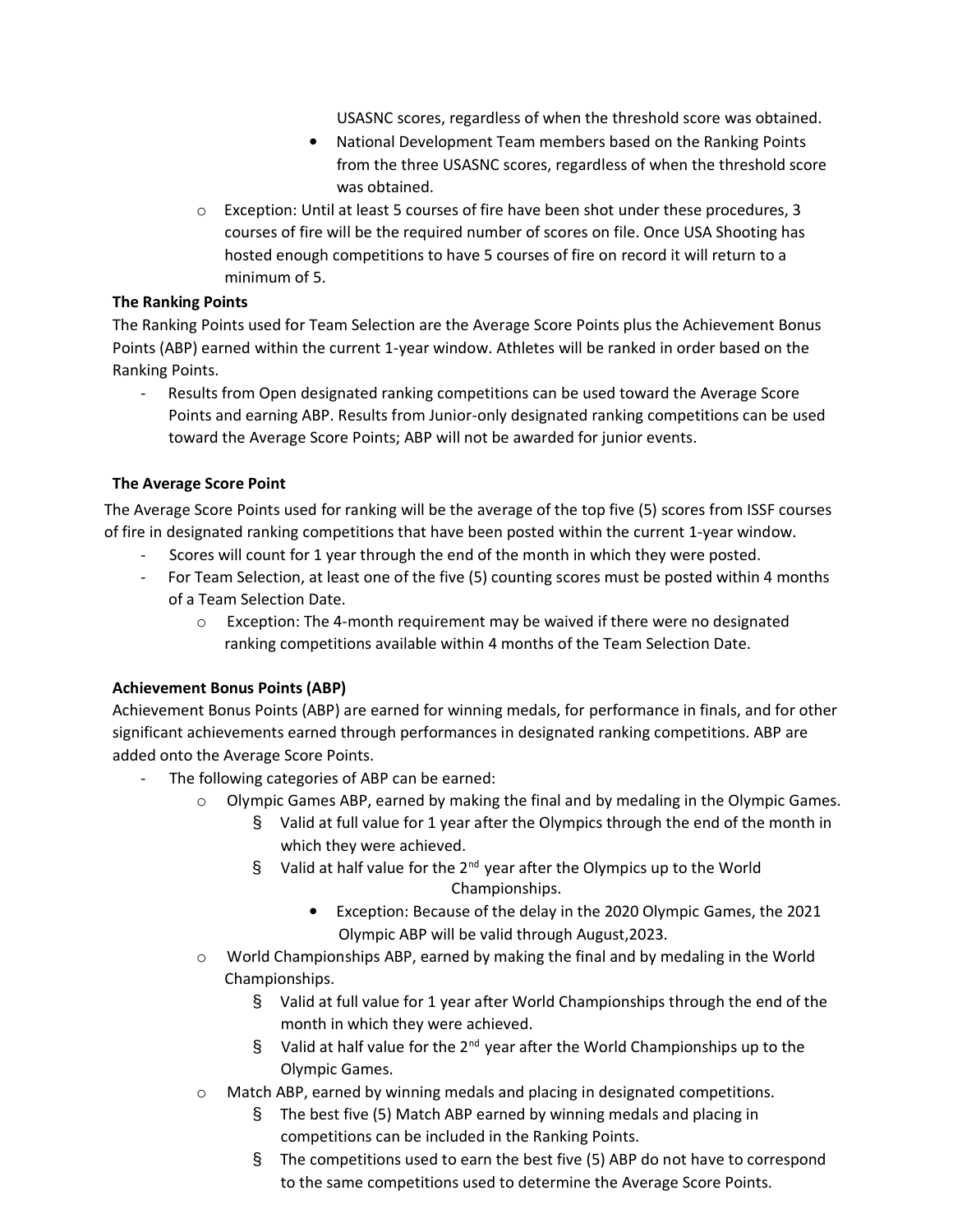USASNC scores, regardless of when the threshold score was obtained.
        - National Development Team members based on the Ranking Points from the three USASNC scores, regardless of when the threshold score was obtained.
    - Exception: Until at least 5 courses of fire have been shot under these procedures, 3 courses of fire will be the required number of scores on file. Once USA Shooting has hosted enough competitions to have 5 courses of fire on record it will return to a minimum of 5.

**The Ranking Points**

The Ranking Points used for Team Selection are the Average Score Points plus the Achievement Bonus Points (ABP) earned within the current 1-year window. Athletes will be ranked in order based on the Ranking Points.

- Results from Open designated ranking competitions can be used toward the Average Score Points and earning ABP. Results from Junior-only designated ranking competitions can be used toward the Average Score Points; ABP will not be awarded for junior events.

**The Average Score Point**

The Average Score Points used for ranking will be the average of the top five (5) scores from ISSF courses of fire in designated ranking competitions that have been posted within the current 1-year window.

- Scores will count for 1 year through the end of the month in which they were posted.
- For Team Selection, at least one of the five (5) counting scores must be posted within 4 months of a Team Selection Date.
    - Exception: The 4-month requirement may be waived if there were no designated ranking competitions available within 4 months of the Team Selection Date.

**Achievement Bonus Points (ABP)**

Achievement Bonus Points (ABP) are earned for winning medals, for performance in finals, and for other significant achievements earned through performances in designated ranking competitions. ABP are added onto the Average Score Points.

- The following categories of ABP can be earned:
    - Olympic Games ABP, earned by making the final and by medaling in the Olympic Games.
        - Valid at full value for 1 year after the Olympics through the end of the month in which they were achieved.
        - Valid at half value for the 2nd year after the Olympics up to the World Championships.
            - Exception: Because of the delay in the 2020 Olympic Games, the 2021 Olympic ABP will be valid through August,2023.
    - World Championships ABP, earned by making the final and by medaling in the World Championships.
        - Valid at full value for 1 year after World Championships through the end of the month in which they were achieved.
        - Valid at half value for the 2nd year after the World Championships up to the Olympic Games.
    - Match ABP, earned by winning medals and placing in designated competitions.
        - The best five (5) Match ABP earned by winning medals and placing in competitions can be included in the Ranking Points.
        - The competitions used to earn the best five (5) ABP do not have to correspond to the same competitions used to determine the Average Score Points.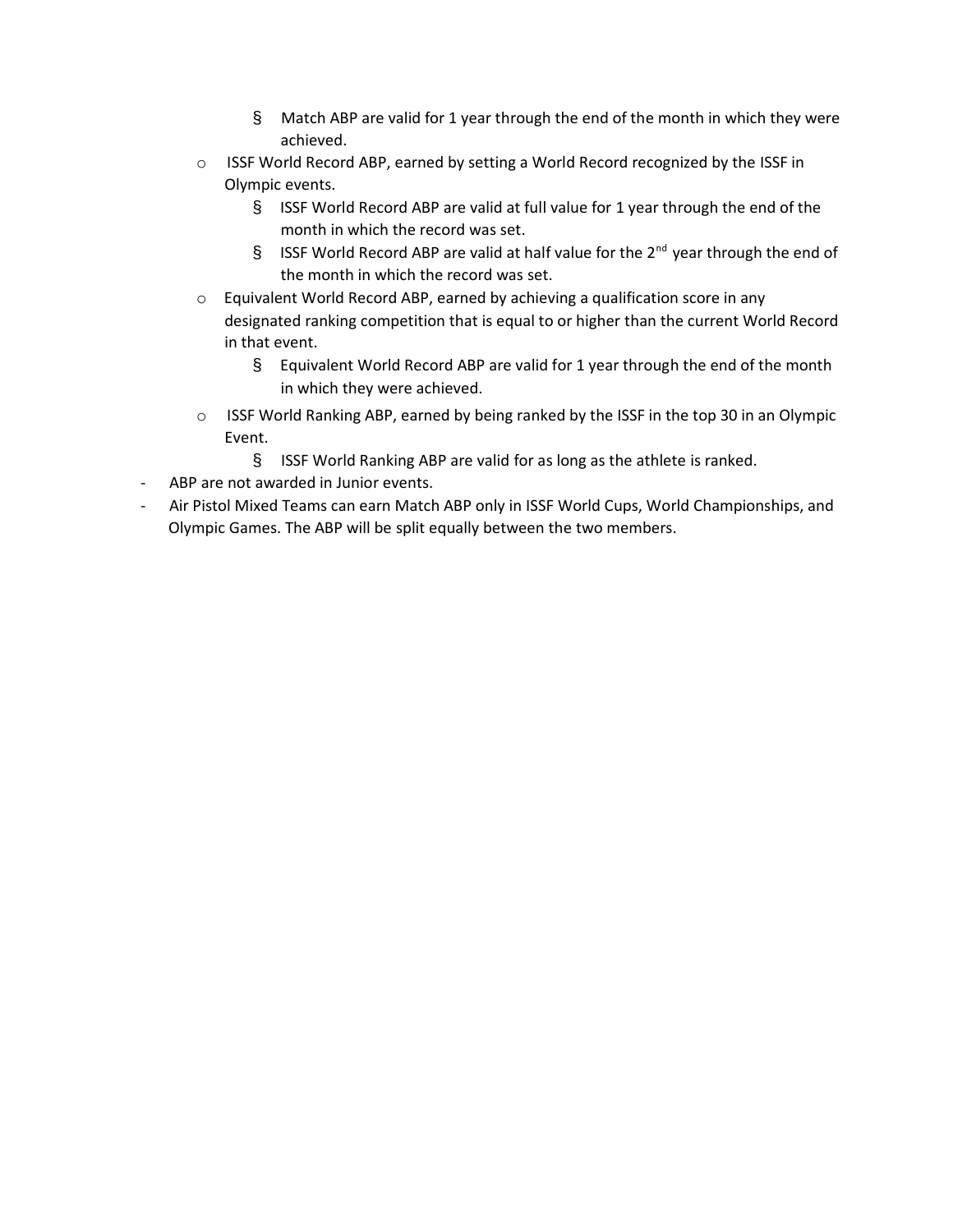- Match ABP are valid for 1 year through the end of the month in which they were achieved.
    - ISSF World Record ABP, earned by setting a World Record recognized by the ISSF in Olympic events.
        - ISSF World Record ABP are valid at full value for 1 year through the end of the month in which the record was set.
        - ISSF World Record ABP are valid at half value for the 2nd year through the end of the month in which the record was set.
    - Equivalent World Record ABP, earned by achieving a qualification score in any designated ranking competition that is equal to or higher than the current World Record in that event.
        - Equivalent World Record ABP are valid for 1 year through the end of the month in which they were achieved.
    - ISSF World Ranking ABP, earned by being ranked by the ISSF in the top 30 in an Olympic Event.
        - ISSF World Ranking ABP are valid for as long as the athlete is ranked.
- ABP are not awarded in Junior events.
- Air Pistol Mixed Teams can earn Match ABP only in ISSF World Cups, World Championships, and Olympic Games. The ABP will be split equally between the two members.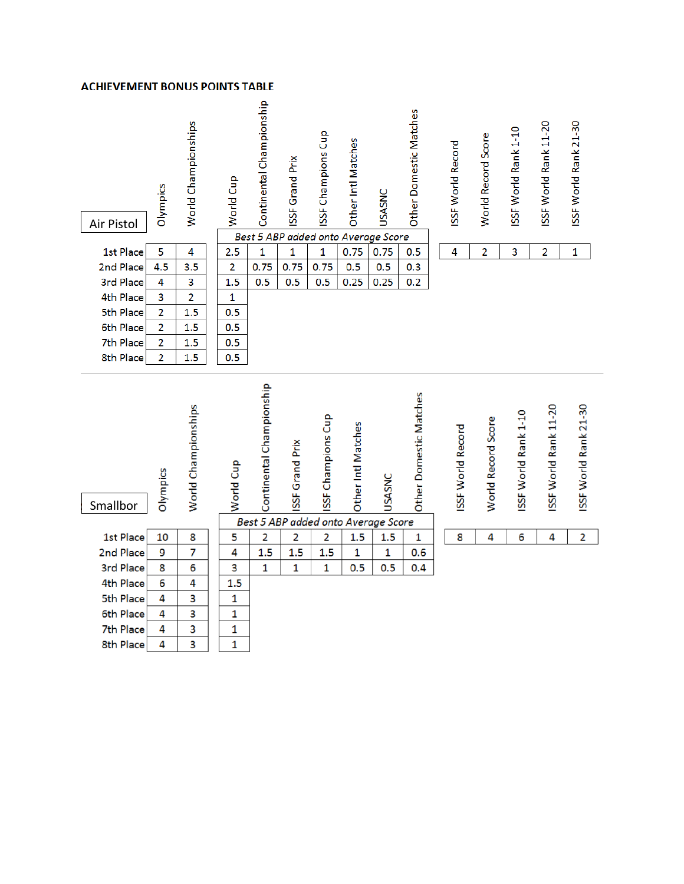## ACHIEVEMENT BONUS POINTS TABLE

| Air Pistol | Olympics | World Championships | World Cup | Continental Championship | ISSF Grand Prix | ISSF Champions Cup | Other Intl Matches | USASNC | Other Domestic Matches | ISSF World Record | World Record Score | ISSF World Rank 1-10 | ISSF World Rank 11-20 | ISSF World Rank 21-30 |
|---|---|---|---|---|---|---|---|---|---|---|---|---|---|---|
| | | | *Best 5 ABP added onto Average Score* | | | | | | | | | | | |
| 1st Place | 5 | 4 | 2.5 | 1 | 1 | 1 | 0.75 | 0.75 | 0.5 | 4 | 2 | 3 | 2 | 1 |
| 2nd Place | 4.5 | 3.5 | 2 | 0.75 | 0.75 | 0.75 | 0.5 | 0.5 | 0.3 | | | | | |
| 3rd Place | 4 | 3 | 1.5 | 0.5 | 0.5 | 0.5 | 0.25 | 0.25 | 0.2 | | | | | |
| 4th Place | 3 | 2 | 1 | | | | | | | | | | | |
| 5th Place | 2 | 1.5 | 0.5 | | | | | | | | | | | |
| 6th Place | 2 | 1.5 | 0.5 | | | | | | | | | | | |
| 7th Place | 2 | 1.5 | 0.5 | | | | | | | | | | | |
| 8th Place | 2 | 1.5 | 0.5 | | | | | | | | | | | |

| Smallbor | Olympics | World Championships | World Cup | Continental Championship | ISSF Grand Prix | ISSF Champions Cup | Other Intl Matches | USASNC | Other Domestic Matches | ISSF World Record | World Record Score | ISSF World Rank 1-10 | ISSF World Rank 11-20 | ISSF World Rank 21-30 |
|---|---|---|---|---|---|---|---|---|---|---|---|---|---|---|
| | | | *Best 5 ABP added onto Average Score* | | | | | | | | | | | |
| 1st Place | 10 | 8 | 5 | 2 | 2 | 2 | 1.5 | 1.5 | 1 | 8 | 4 | 6 | 4 | 2 |
| 2nd Place | 9 | 7 | 4 | 1.5 | 1.5 | 1.5 | 1 | 1 | 0.6 | | | | | |
| 3rd Place | 8 | 6 | 3 | 1 | 1 | 1 | 0.5 | 0.5 | 0.4 | | | | | |
| 4th Place | 6 | 4 | 1.5 | | | | | | | | | | | |
| 5th Place | 4 | 3 | 1 | | | | | | | | | | | |
| 6th Place | 4 | 3 | 1 | | | | | | | | | | | |
| 7th Place | 4 | 3 | 1 | | | | | | | | | | | |
| 8th Place | 4 | 3 | 1 | | | | | | | | | | | |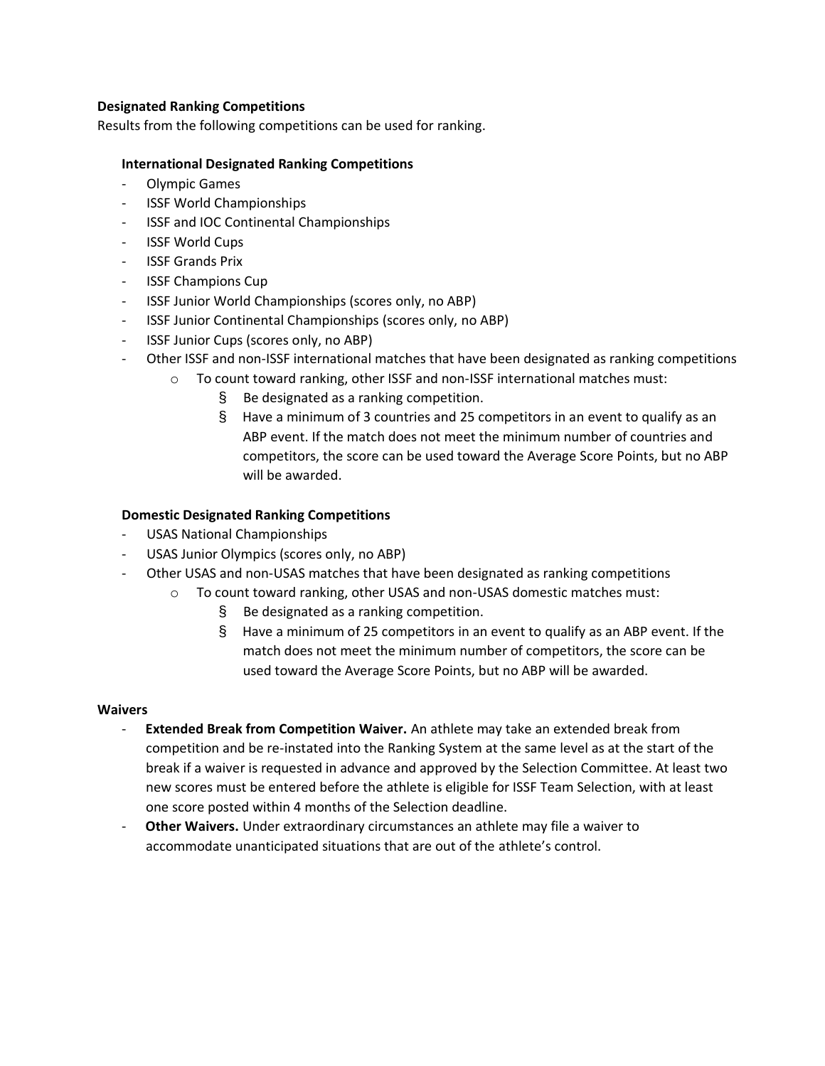**Designated Ranking Competitions**

Results from the following competitions can be used for ranking.

**International Designated Ranking Competitions**

- Olympic Games
- ISSF World Championships
- ISSF and IOC Continental Championships
- ISSF World Cups
- ISSF Grands Prix
- ISSF Champions Cup
- ISSF Junior World Championships (scores only, no ABP)
- ISSF Junior Continental Championships (scores only, no ABP)
- ISSF Junior Cups (scores only, no ABP)
- Other ISSF and non-ISSF international matches that have been designated as ranking competitions
  - To count toward ranking, other ISSF and non-ISSF international matches must:
    - Be designated as a ranking competition.
    - Have a minimum of 3 countries and 25 competitors in an event to qualify as an ABP event. If the match does not meet the minimum number of countries and competitors, the score can be used toward the Average Score Points, but no ABP will be awarded.

**Domestic Designated Ranking Competitions**

- USAS National Championships
- USAS Junior Olympics (scores only, no ABP)
- Other USAS and non-USAS matches that have been designated as ranking competitions
  - To count toward ranking, other USAS and non-USAS domestic matches must:
    - Be designated as a ranking competition.
    - Have a minimum of 25 competitors in an event to qualify as an ABP event. If the match does not meet the minimum number of competitors, the score can be used toward the Average Score Points, but no ABP will be awarded.

**Waivers**

- **Extended Break from Competition Waiver.** An athlete may take an extended break from competition and be re-instated into the Ranking System at the same level as at the start of the break if a waiver is requested in advance and approved by the Selection Committee. At least two new scores must be entered before the athlete is eligible for ISSF Team Selection, with at least one score posted within 4 months of the Selection deadline.
- **Other Waivers.** Under extraordinary circumstances an athlete may file a waiver to accommodate unanticipated situations that are out of the athlete's control.